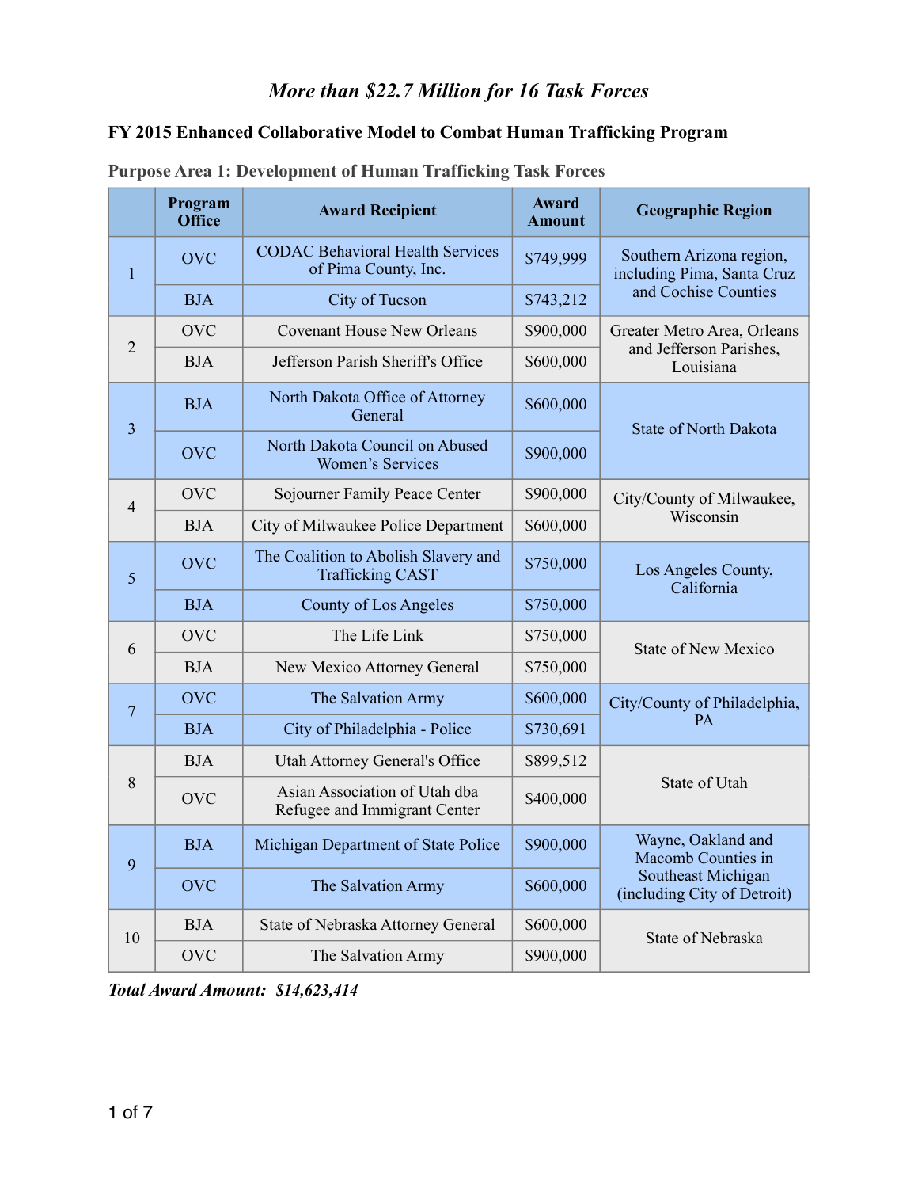# *More than $22.7 Million for 16 Task Forces*

## FY 2015 Enhanced Collaborative Model to Combat Human Trafficking Program

### Purpose Area 1: Development of Human Trafficking Task Forces

| | Program Office | Award Recipient | Award Amount | Geographic Region |
|---|---|---|---|---|
| 1 | OVC | CODAC Behavioral Health Services of Pima County, Inc. | $749,999 | Southern Arizona region, including Pima, Santa Cruz and Cochise Counties |
| | BJA | City of Tucson | $743,212 | |
| 2 | OVC | Covenant House New Orleans | $900,000 | Greater Metro Area, Orleans and Jefferson Parishes, Louisiana |
| | BJA | Jefferson Parish Sheriff's Office | $600,000 | |
| 3 | BJA | North Dakota Office of Attorney General | $600,000 | State of North Dakota |
| | OVC | North Dakota Council on Abused Women's Services | $900,000 | |
| 4 | OVC | Sojourner Family Peace Center | $900,000 | City/County of Milwaukee, Wisconsin |
| | BJA | City of Milwaukee Police Department | $600,000 | |
| 5 | OVC | The Coalition to Abolish Slavery and Trafficking CAST | $750,000 | Los Angeles County, California |
| | BJA | County of Los Angeles | $750,000 | |
| 6 | OVC | The Life Link | $750,000 | State of New Mexico |
| | BJA | New Mexico Attorney General | $750,000 | |
| 7 | OVC | The Salvation Army | $600,000 | City/County of Philadelphia, PA |
| | BJA | City of Philadelphia - Police | $730,691 | |
| 8 | BJA | Utah Attorney General's Office | $899,512 | State of Utah |
| | OVC | Asian Association of Utah dba Refugee and Immigrant Center | $400,000 | |
| 9 | BJA | Michigan Department of State Police | $900,000 | Wayne, Oakland and Macomb Counties in Southeast Michigan (including City of Detroit) |
| | OVC | The Salvation Army | $600,000 | |
| 10 | BJA | State of Nebraska Attorney General | $600,000 | State of Nebraska |
| | OVC | The Salvation Army | $900,000 | |

***Total Award Amount: $14,623,414***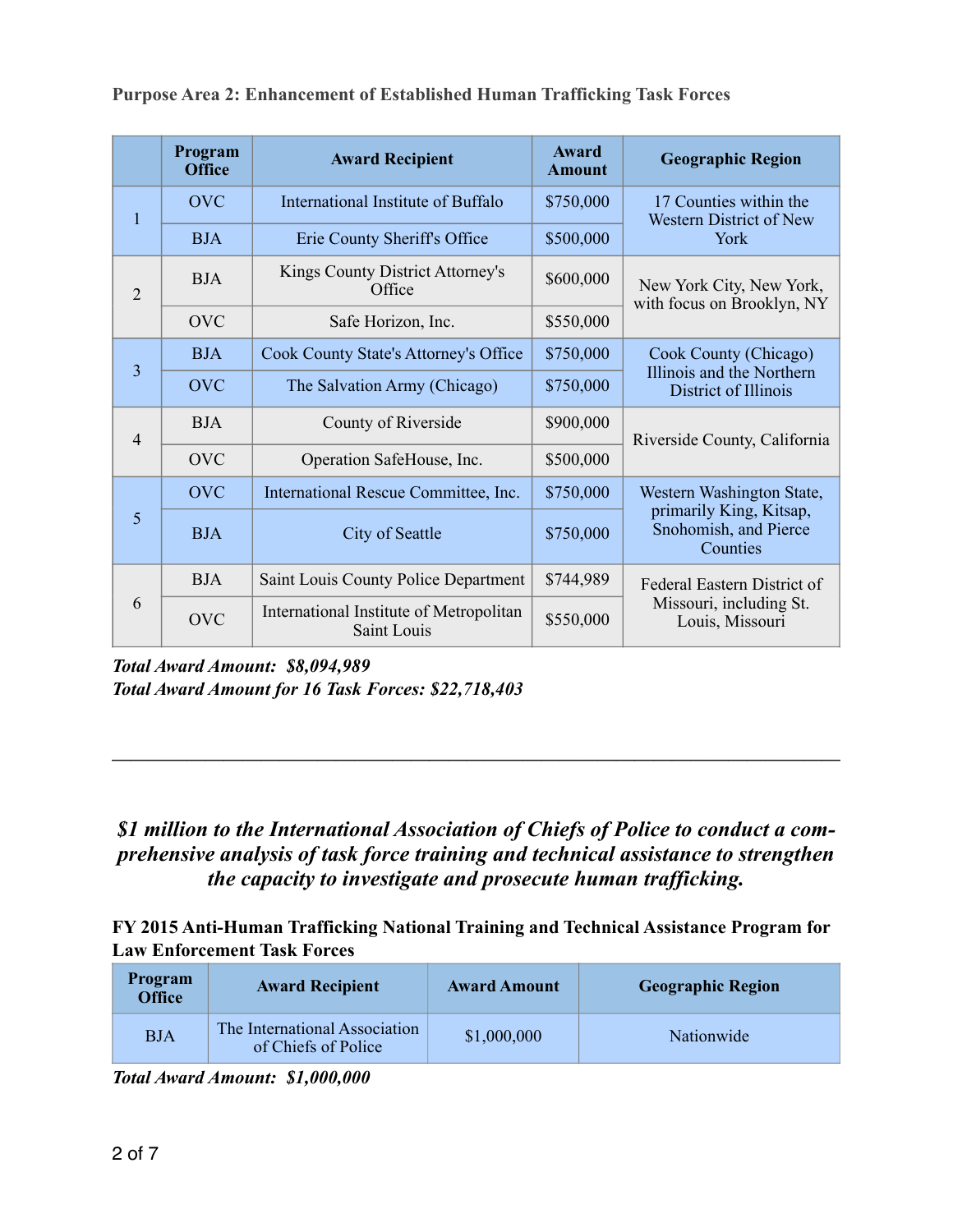**Purpose Area 2: Enhancement of Established Human Trafficking Task Forces**

| | Program Office | Award Recipient | Award Amount | Geographic Region |
|---|---|---|---|---|
| 1 | OVC | International Institute of Buffalo | $750,000 | 17 Counties within the Western District of New York |
| | BJA | Erie County Sheriff's Office | $500,000 | |
| 2 | BJA | Kings County District Attorney's Office | $600,000 | New York City, New York, with focus on Brooklyn, NY |
| | OVC | Safe Horizon, Inc. | $550,000 | |
| 3 | BJA | Cook County State's Attorney's Office | $750,000 | Cook County (Chicago) Illinois and the Northern District of Illinois |
| | OVC | The Salvation Army (Chicago) | $750,000 | |
| 4 | BJA | County of Riverside | $900,000 | Riverside County, California |
| | OVC | Operation SafeHouse, Inc. | $500,000 | |
| 5 | OVC | International Rescue Committee, Inc. | $750,000 | Western Washington State, primarily King, Kitsap, Snohomish, and Pierce Counties |
| | BJA | City of Seattle | $750,000 | |
| 6 | BJA | Saint Louis County Police Department | $744,989 | Federal Eastern District of Missouri, including St. Louis, Missouri |
| | OVC | International Institute of Metropolitan Saint Louis | $550,000 | |

***Total Award Amount: $8,094,989***
***Total Award Amount for 16 Task Forces: $22,718,403***

---

***$1 million to the International Association of Chiefs of Police to conduct a comprehensive analysis of task force training and technical assistance to strengthen the capacity to investigate and prosecute human trafficking.***

**FY 2015 Anti-Human Trafficking National Training and Technical Assistance Program for Law Enforcement Task Forces**

| Program Office | Award Recipient | Award Amount | Geographic Region |
|---|---|---|---|
| BJA | The International Association of Chiefs of Police | $1,000,000 | Nationwide |

***Total Award Amount: $1,000,000***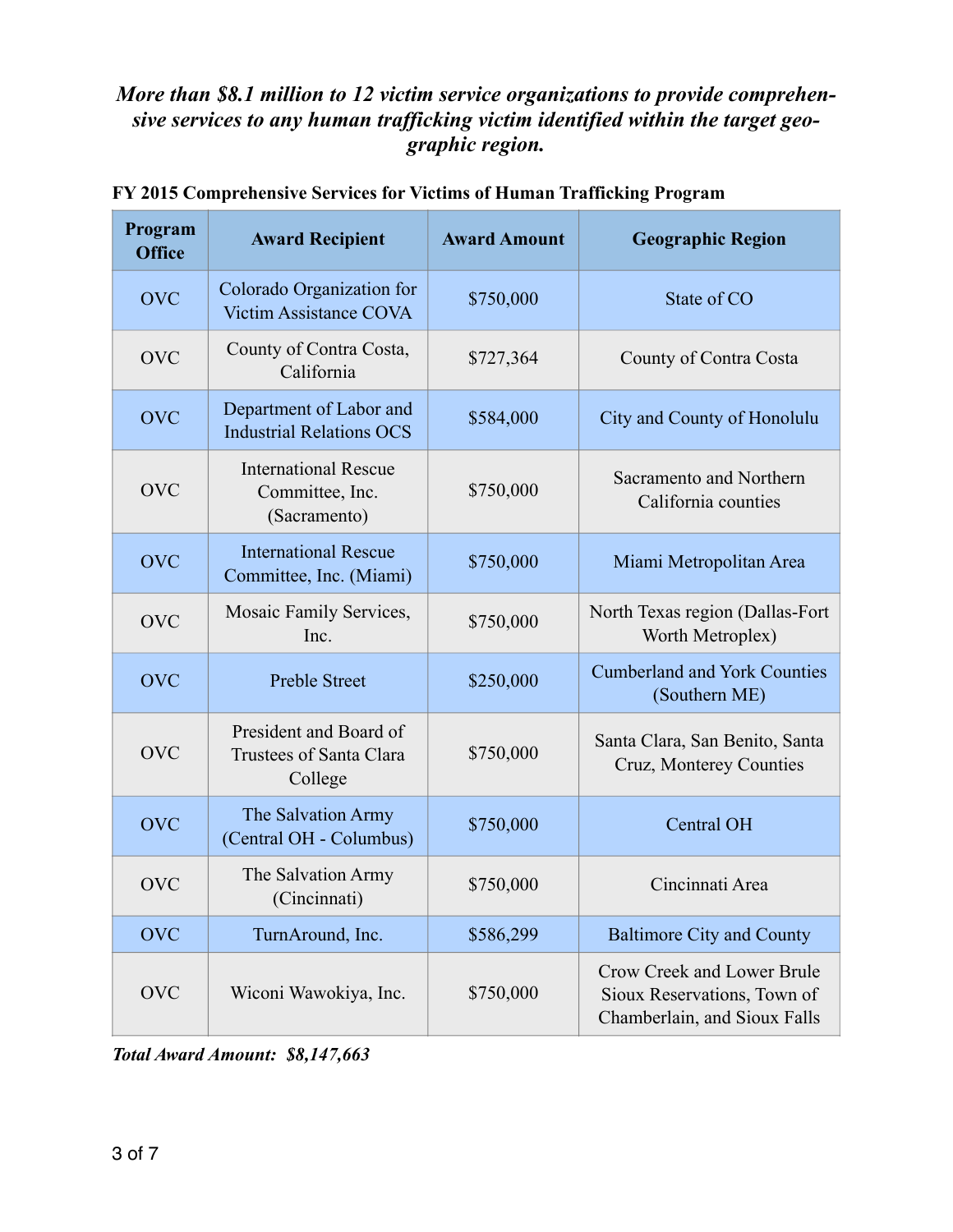***More than $8.1 million to 12 victim service organizations to provide comprehensive services to any human trafficking victim identified within the target geographic region.***

**FY 2015 Comprehensive Services for Victims of Human Trafficking Program**

| Program Office | Award Recipient | Award Amount | Geographic Region |
|---|---|---|---|
| OVC | Colorado Organization for Victim Assistance COVA | $750,000 | State of CO |
| OVC | County of Contra Costa, California | $727,364 | County of Contra Costa |
| OVC | Department of Labor and Industrial Relations OCS | $584,000 | City and County of Honolulu |
| OVC | International Rescue Committee, Inc. (Sacramento) | $750,000 | Sacramento and Northern California counties |
| OVC | International Rescue Committee, Inc. (Miami) | $750,000 | Miami Metropolitan Area |
| OVC | Mosaic Family Services, Inc. | $750,000 | North Texas region (Dallas-Fort Worth Metroplex) |
| OVC | Preble Street | $250,000 | Cumberland and York Counties (Southern ME) |
| OVC | President and Board of Trustees of Santa Clara College | $750,000 | Santa Clara, San Benito, Santa Cruz, Monterey Counties |
| OVC | The Salvation Army (Central OH - Columbus) | $750,000 | Central OH |
| OVC | The Salvation Army (Cincinnati) | $750,000 | Cincinnati Area |
| OVC | TurnAround, Inc. | $586,299 | Baltimore City and County |
| OVC | Wiconi Wawokiya, Inc. | $750,000 | Crow Creek and Lower Brule Sioux Reservations, Town of Chamberlain, and Sioux Falls |

***Total Award Amount: $8,147,663***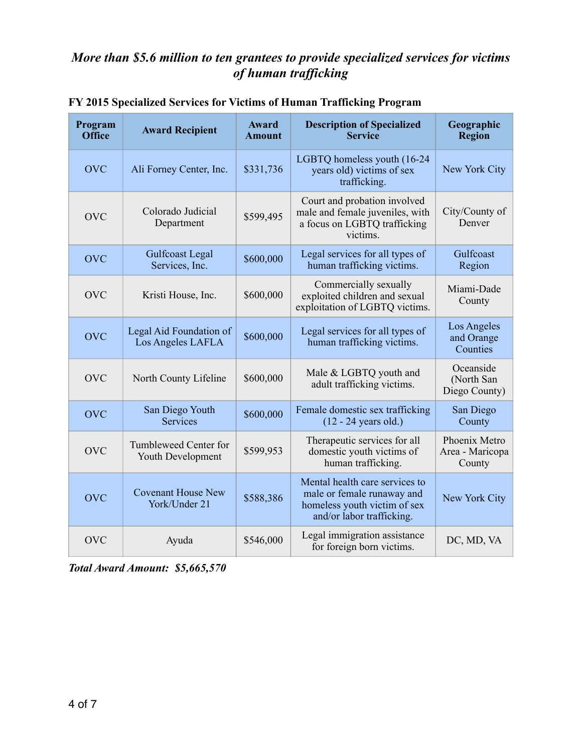## *More than $5.6 million to ten grantees to provide specialized services for victims of human trafficking*

**FY 2015 Specialized Services for Victims of Human Trafficking Program**

| Program Office | Award Recipient | Award Amount | Description of Specialized Service | Geographic Region |
|---|---|---|---|---|
| OVC | Ali Forney Center, Inc. | $331,736 | LGBTQ homeless youth (16-24 years old) victims of sex trafficking. | New York City |
| OVC | Colorado Judicial Department | $599,495 | Court and probation involved male and female juveniles, with a focus on LGBTQ trafficking victims. | City/County of Denver |
| OVC | Gulfcoast Legal Services, Inc. | $600,000 | Legal services for all types of human trafficking victims. | Gulfcoast Region |
| OVC | Kristi House, Inc. | $600,000 | Commercially sexually exploited children and sexual exploitation of LGBTQ victims. | Miami-Dade County |
| OVC | Legal Aid Foundation of Los Angeles LAFLA | $600,000 | Legal services for all types of human trafficking victims. | Los Angeles and Orange Counties |
| OVC | North County Lifeline | $600,000 | Male & LGBTQ youth and adult trafficking victims. | Oceanside (North San Diego County) |
| OVC | San Diego Youth Services | $600,000 | Female domestic sex trafficking (12 - 24 years old.) | San Diego County |
| OVC | Tumbleweed Center for Youth Development | $599,953 | Therapeutic services for all domestic youth victims of human trafficking. | Phoenix Metro Area - Maricopa County |
| OVC | Covenant House New York/Under 21 | $588,386 | Mental health care services to male or female runaway and homeless youth victim of sex and/or labor trafficking. | New York City |
| OVC | Ayuda | $546,000 | Legal immigration assistance for foreign born victims. | DC, MD, VA |

***Total Award Amount: $5,665,570***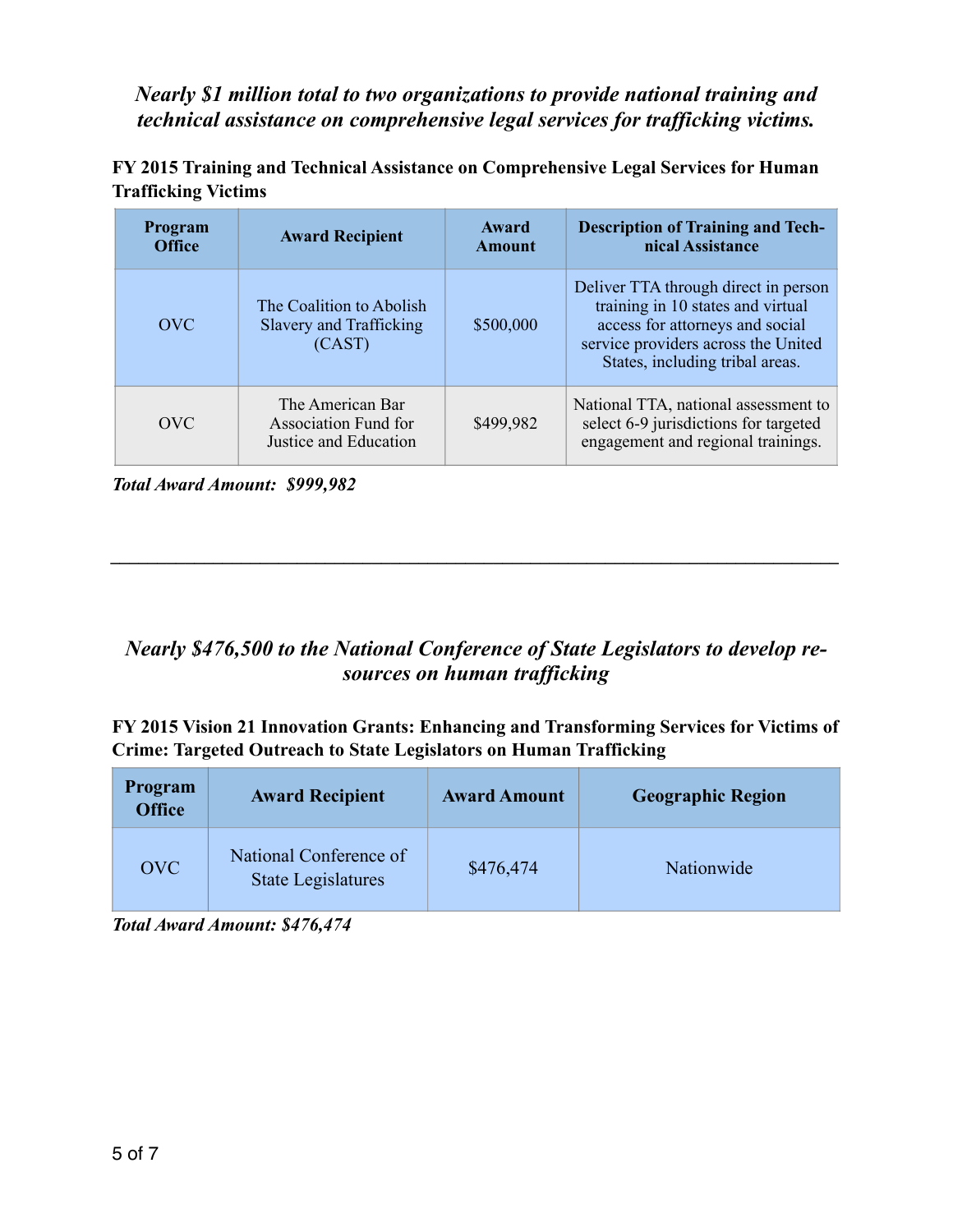### *Nearly $1 million total to two organizations to provide national training and technical assistance on comprehensive legal services for trafficking victims.*

**FY 2015 Training and Technical Assistance on Comprehensive Legal Services for Human Trafficking Victims**

| Program Office | Award Recipient | Award Amount | Description of Training and Technical Assistance |
|---|---|---|---|
| OVC | The Coalition to Abolish Slavery and Trafficking (CAST) | $500,000 | Deliver TTA through direct in person training in 10 states and virtual access for attorneys and social service providers across the United States, including tribal areas. |
| OVC | The American Bar Association Fund for Justice and Education | $499,982 | National TTA, national assessment to select 6-9 jurisdictions for targeted engagement and regional trainings. |

***Total Award Amount: $999,982***

---

### *Nearly $476,500 to the National Conference of State Legislators to develop resources on human trafficking*

**FY 2015 Vision 21 Innovation Grants: Enhancing and Transforming Services for Victims of Crime: Targeted Outreach to State Legislators on Human Trafficking**

| Program Office | Award Recipient | Award Amount | Geographic Region |
|---|---|---|---|
| OVC | National Conference of State Legislatures | $476,474 | Nationwide |

***Total Award Amount: $476,474***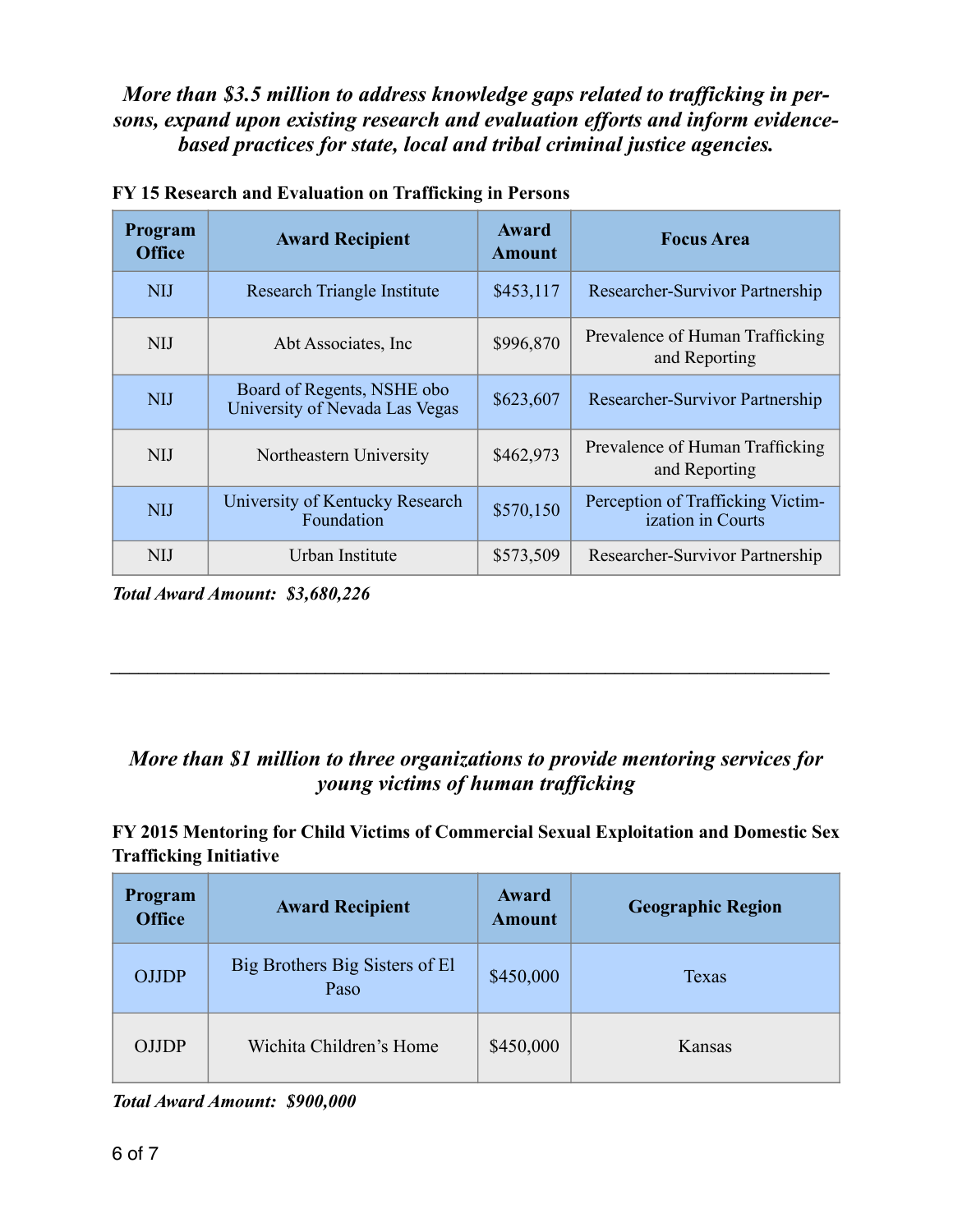***More than $3.5 million to address knowledge gaps related to trafficking in persons, expand upon existing research and evaluation efforts and inform evidence-based practices for state, local and tribal criminal justice agencies.***

**FY 15 Research and Evaluation on Trafficking in Persons**

| Program Office | Award Recipient | Award Amount | Focus Area |
|---|---|---|---|
| NIJ | Research Triangle Institute | $453,117 | Researcher-Survivor Partnership |
| NIJ | Abt Associates, Inc | $996,870 | Prevalence of Human Trafficking and Reporting |
| NIJ | Board of Regents, NSHE obo University of Nevada Las Vegas | $623,607 | Researcher-Survivor Partnership |
| NIJ | Northeastern University | $462,973 | Prevalence of Human Trafficking and Reporting |
| NIJ | University of Kentucky Research Foundation | $570,150 | Perception of Trafficking Victimization in Courts |
| NIJ | Urban Institute | $573,509 | Researcher-Survivor Partnership |

***Total Award Amount: $3,680,226***

---

***More than $1 million to three organizations to provide mentoring services for young victims of human trafficking***

**FY 2015 Mentoring for Child Victims of Commercial Sexual Exploitation and Domestic Sex Trafficking Initiative**

| Program Office | Award Recipient | Award Amount | Geographic Region |
|---|---|---|---|
| OJJDP | Big Brothers Big Sisters of El Paso | $450,000 | Texas |
| OJJDP | Wichita Children's Home | $450,000 | Kansas |

***Total Award Amount: $900,000***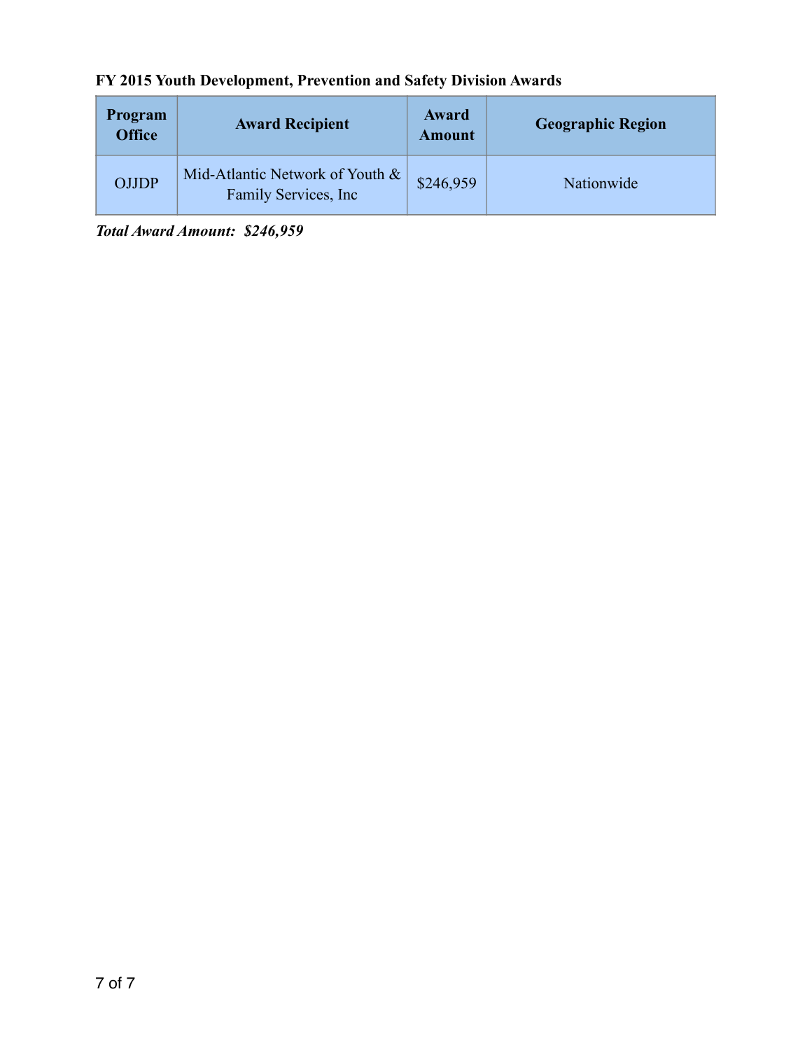**FY 2015 Youth Development, Prevention and Safety Division Awards**

| Program Office | Award Recipient | Award Amount | Geographic Region |
|---|---|---|---|
| OJJDP | Mid-Atlantic Network of Youth & Family Services, Inc | $246,959 | Nationwide |

***Total Award Amount: $246,959***